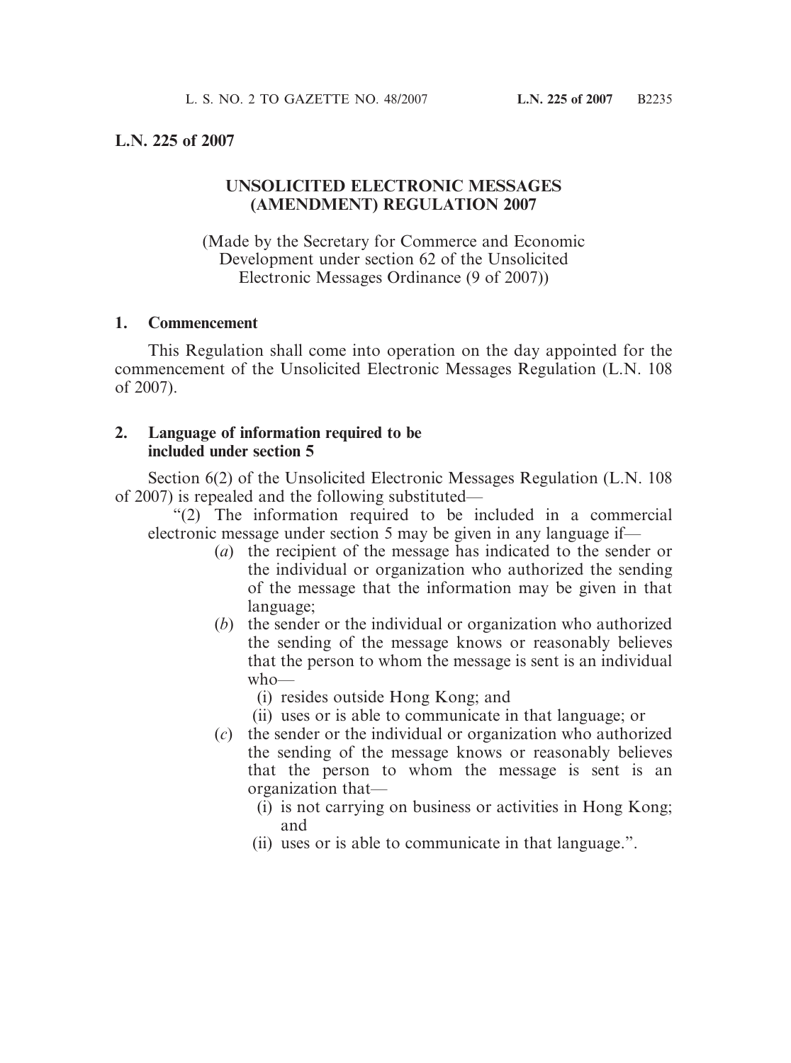**L.N. 225 of 2007**

# UNSOLICITED ELECTRONIC MESSAGES (AMENDMENT) REGULATION 2007

(Made by the Secretary for Commerce and Economic Development under section 62 of the Unsolicited Electronic Messages Ordinance (9 of 2007))

## 1. Commencement

This Regulation shall come into operation on the day appointed for the commencement of the Unsolicited Electronic Messages Regulation (L.N. 108 of 2007).

## 2. Language of information required to be included under section 5

Section 6(2) of the Unsolicited Electronic Messages Regulation (L.N. 108 of 2007) is repealed and the following substituted—

"(2) The information required to be included in a commercial electronic message under section 5 may be given in any language if—

(*a*) the recipient of the message has indicated to the sender or the individual or organization who authorized the sending of the message that the information may be given in that language;

(*b*) the sender or the individual or organization who authorized the sending of the message knows or reasonably believes that the person to whom the message is sent is an individual who—

(i) resides outside Hong Kong; and

(ii) uses or is able to communicate in that language; or

(*c*) the sender or the individual or organization who authorized the sending of the message knows or reasonably believes that the person to whom the message is sent is an organization that—

(i) is not carrying on business or activities in Hong Kong; and

(ii) uses or is able to communicate in that language.".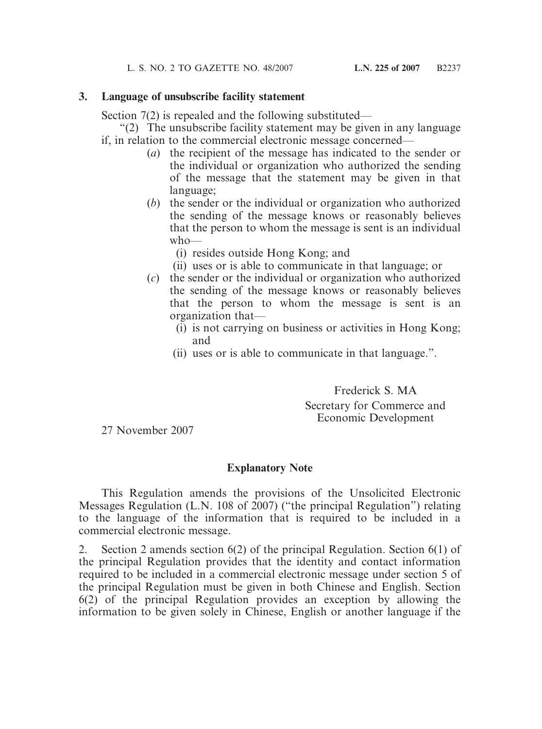### 3. Language of unsubscribe facility statement

Section 7(2) is repealed and the following substituted—

"(2) The unsubscribe facility statement may be given in any language if, in relation to the commercial electronic message concerned—

- (*a*) the recipient of the message has indicated to the sender or the individual or organization who authorized the sending of the message that the statement may be given in that language;
- (*b*) the sender or the individual or organization who authorized the sending of the message knows or reasonably believes that the person to whom the message is sent is an individual who—
  - (i) resides outside Hong Kong; and
  - (ii) uses or is able to communicate in that language; or
- (*c*) the sender or the individual or organization who authorized the sending of the message knows or reasonably believes that the person to whom the message is sent is an organization that—
  - (i) is not carrying on business or activities in Hong Kong; and
  - (ii) uses or is able to communicate in that language.".

Frederick S. MA
Secretary for Commerce and Economic Development

27 November 2007

## Explanatory Note

This Regulation amends the provisions of the Unsolicited Electronic Messages Regulation (L.N. 108 of 2007) ("the principal Regulation") relating to the language of the information that is required to be included in a commercial electronic message.

2. Section 2 amends section 6(2) of the principal Regulation. Section 6(1) of the principal Regulation provides that the identity and contact information required to be included in a commercial electronic message under section 5 of the principal Regulation must be given in both Chinese and English. Section 6(2) of the principal Regulation provides an exception by allowing the information to be given solely in Chinese, English or another language if the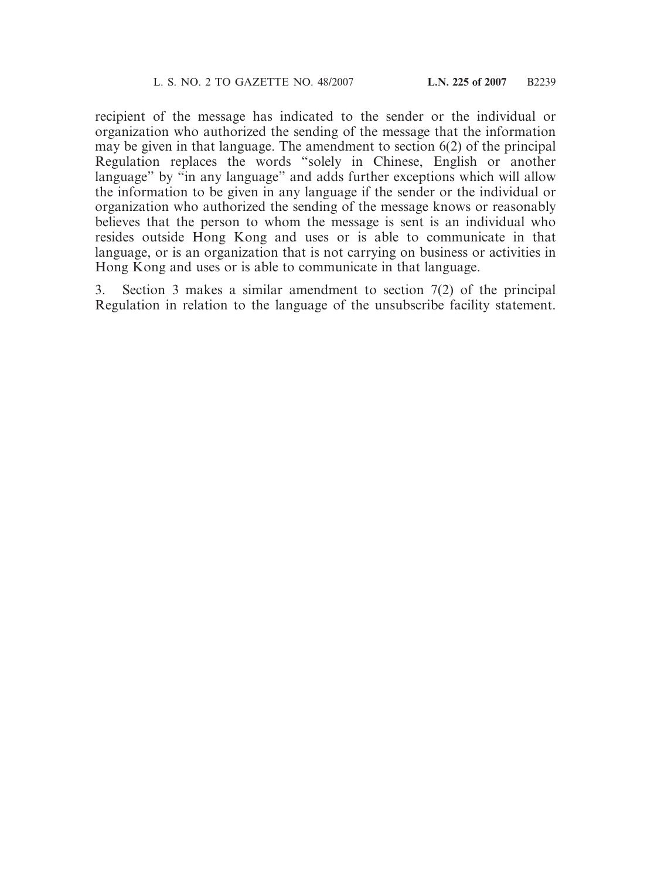recipient of the message has indicated to the sender or the individual or organization who authorized the sending of the message that the information may be given in that language. The amendment to section 6(2) of the principal Regulation replaces the words "solely in Chinese, English or another language" by "in any language" and adds further exceptions which will allow the information to be given in any language if the sender or the individual or organization who authorized the sending of the message knows or reasonably believes that the person to whom the message is sent is an individual who resides outside Hong Kong and uses or is able to communicate in that language, or is an organization that is not carrying on business or activities in Hong Kong and uses or is able to communicate in that language.

3. Section 3 makes a similar amendment to section 7(2) of the principal Regulation in relation to the language of the unsubscribe facility statement.